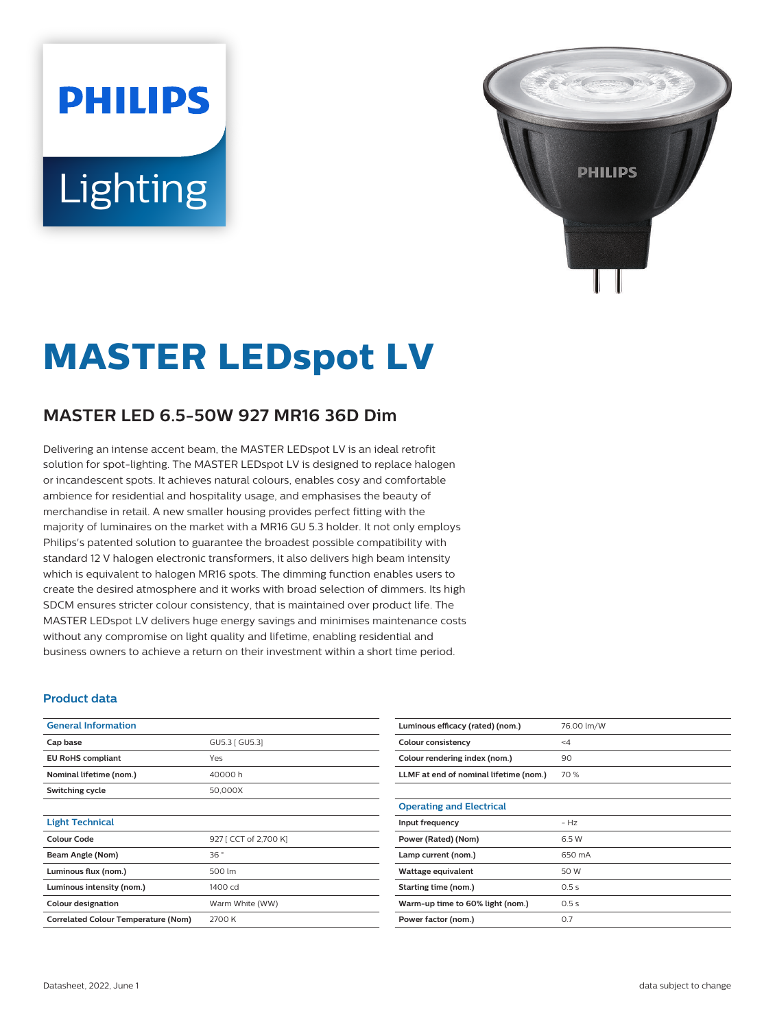PHILIPS

Lighting

# MASTER LEDspot LV

## MASTER LED 6.5-50W 927 MR16 36D Dim

Delivering an intense accent beam, the MASTER LEDspot LV is an ideal retrofit solution for spot-lighting. The MASTER LEDspot LV is designed to replace halogen or incandescent spots. It achieves natural colours, enables cosy and comfortable ambience for residential and hospitality usage, and emphasises the beauty of merchandise in retail. A new smaller housing provides perfect fitting with the majority of luminaires on the market with a MR16 GU 5.3 holder. It not only employs Philips's patented solution to guarantee the broadest possible compatibility with standard 12 V halogen electronic transformers, it also delivers high beam intensity which is equivalent to halogen MR16 spots. The dimming function enables users to create the desired atmosphere and it works with broad selection of dimmers. Its high SDCM ensures stricter colour consistency, that is maintained over product life. The MASTER LEDspot LV delivers huge energy savings and minimises maintenance costs without any compromise on light quality and lifetime, enabling residential and business owners to achieve a return on their investment within a short time period.

### Product data

| General Information | |
|---|---|
| Cap base | GU5.3 [ GU5.3] |
| EU RoHS compliant | Yes |
| Nominal lifetime (nom.) | 40000 h |
| Switching cycle | 50,000X |

| Light Technical | |
|---|---|
| Colour Code | 927 [ CCT of 2,700 K] |
| Beam Angle (Nom) | 36 ° |
| Luminous flux (nom.) | 500 lm |
| Luminous intensity (nom.) | 1400 cd |
| Colour designation | Warm White (WW) |
| Correlated Colour Temperature (Nom) | 2700 K |
| Luminous efficacy (rated) (nom.) | 76.00 lm/W |
| Colour consistency | <4 |
| Colour rendering index (nom.) | 90 |
| LLMF at end of nominal lifetime (nom.) | 70 % |

| Operating and Electrical | |
|---|---|
| Input frequency | - Hz |
| Power (Rated) (Nom) | 6.5 W |
| Lamp current (nom.) | 650 mA |
| Wattage equivalent | 50 W |
| Starting time (nom.) | 0.5 s |
| Warm-up time to 60% light (nom.) | 0.5 s |
| Power factor (nom.) | 0.7 |

Datasheet, 2022, June 1 data subject to change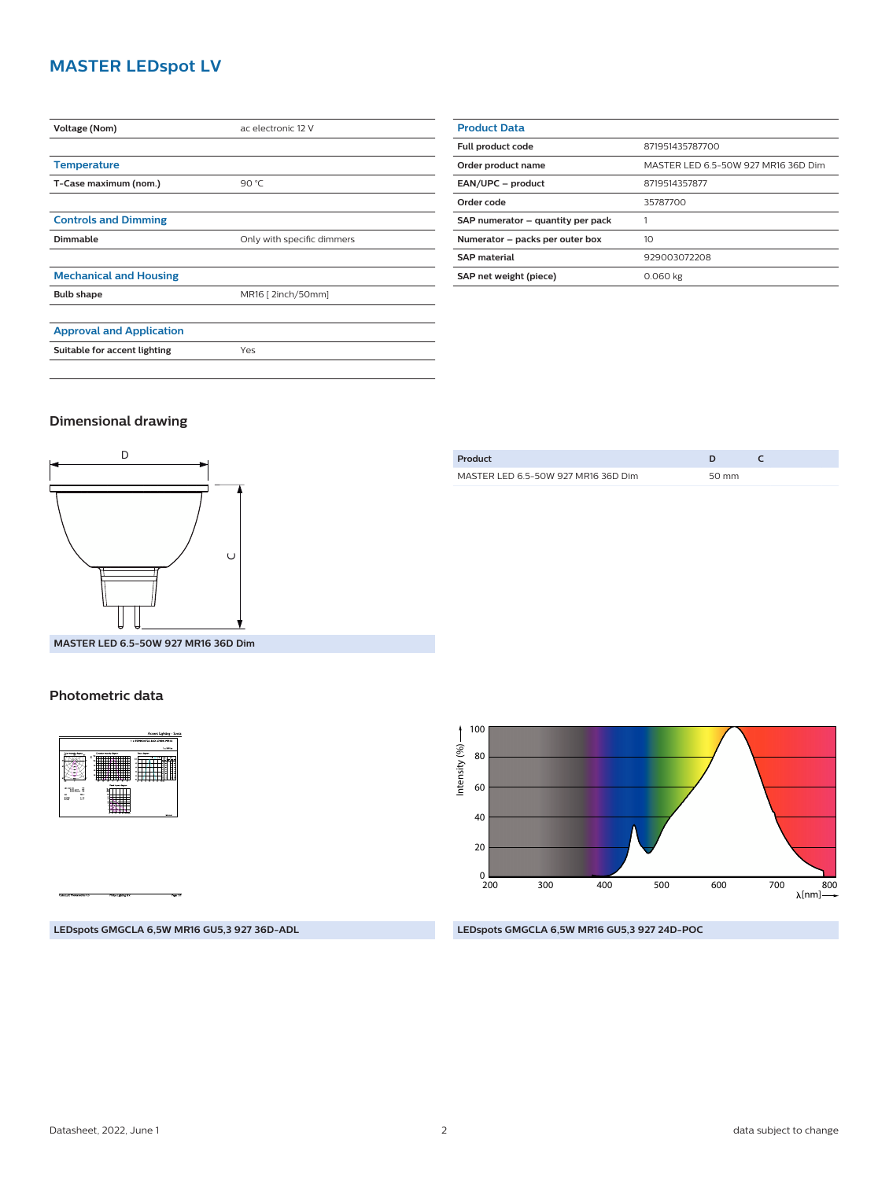# MASTER LEDspot LV

| Voltage (Nom) | ac electronic 12 V |
|---|---|

### Temperature

| T-Case maximum (nom.) | 90 °C |
|---|---|

### Controls and Dimming

| Dimmable | Only with specific dimmers |
|---|---|

### Mechanical and Housing

| Bulb shape | MR16 [ 2inch/50mm] |
|---|---|

### Approval and Application

| Suitable for accent lighting | Yes |
|---|---|

### Product Data

| Full product code | 871951435787700 |
|---|---|
| Order product name | MASTER LED 6.5-50W 927 MR16 36D Dim |
| EAN/UPC – product | 8719514357877 |
| Order code | 35787700 |
| SAP numerator – quantity per pack | 1 |
| Numerator – packs per outer box | 10 |
| SAP material | 929003072208 |
| SAP net weight (piece) | 0.060 kg |

## Dimensional drawing

MASTER LED 6.5-50W 927 MR16 36D Dim

| Product | D | C |
|---|---|---|
| MASTER LED 6.5-50W 927 MR16 36D Dim | 50 mm | |

## Photometric data

LEDspots GMGCLA 6,5W MR16 GU5,3 927 36D-ADL

LEDspots GMGCLA 6,5W MR16 GU5,3 927 24D-POC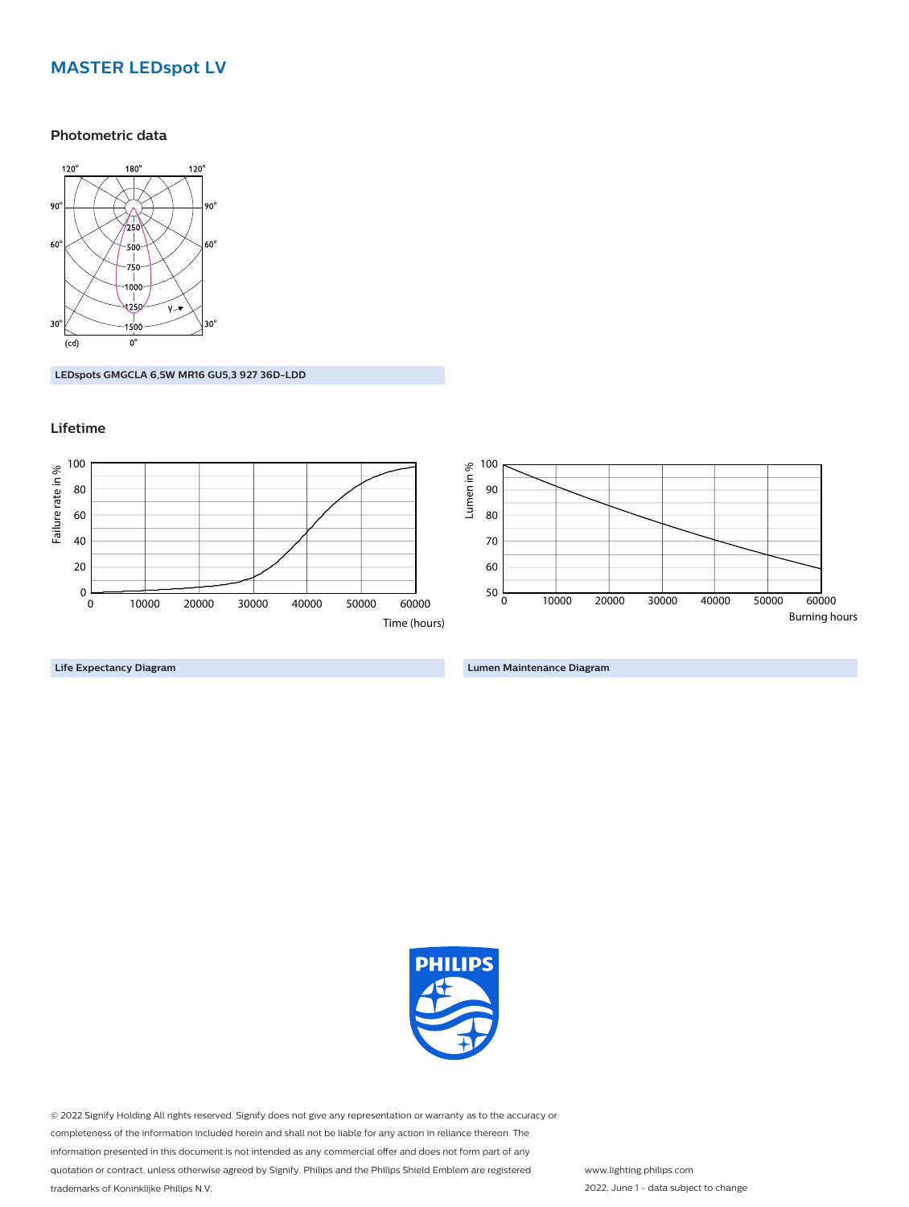# MASTER LEDspot LV

## Photometric data

120° 180° 120°
90° 90°
60° 60°
30° 30°
(cd) 0°
250
500
750
1000
1250
1500
γ

LEDspots GMGCLA 6,5W MR16 GU5,3 927 36D-LDD

## Lifetime

Failure rate in %
100
80
60
40
20
0
0 10000 20000 30000 40000 50000 60000
Time (hours)

Life Expectancy Diagram

Lumen in %
100
90
80
70
60
50
0 10000 20000 30000 40000 50000 60000
Burning hours

Lumen Maintenance Diagram

© 2022 Signify Holding All rights reserved. Signify does not give any representation or warranty as to the accuracy or completeness of the information included herein and shall not be liable for any action in reliance thereon. The information presented in this document is not intended as any commercial offer and does not form part of any quotation or contract, unless otherwise agreed by Signify. Philips and the Philips Shield Emblem are registered trademarks of Koninklijke Philips N.V.

www.lighting.philips.com
2022, June 1 - data subject to change